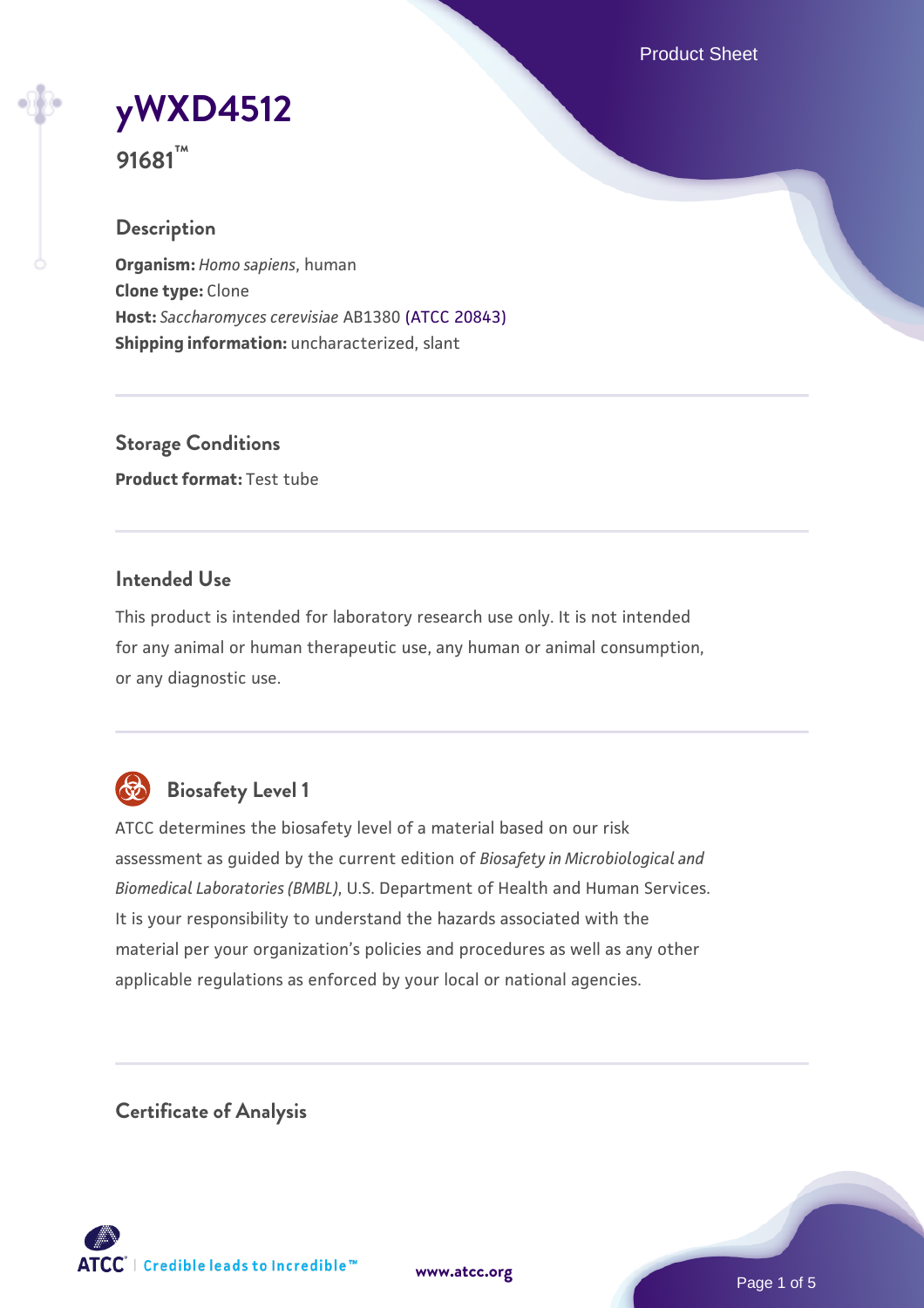# yWXD4512

**91681™**

## Description

**Organism:** *Homo sapiens*, human
**Clone type:** Clone
**Host:** *Saccharomyces cerevisiae* AB1380 (ATCC 20843)
**Shipping information:** uncharacterized, slant

## Storage Conditions

**Product format:** Test tube

## Intended Use

This product is intended for laboratory research use only. It is not intended for any animal or human therapeutic use, any human or animal consumption, or any diagnostic use.

## Biosafety Level 1

ATCC determines the biosafety level of a material based on our risk assessment as guided by the current edition of *Biosafety in Microbiological and Biomedical Laboratories (BMBL)*, U.S. Department of Health and Human Services. It is your responsibility to understand the hazards associated with the material per your organization's policies and procedures as well as any other applicable regulations as enforced by your local or national agencies.

## Certificate of Analysis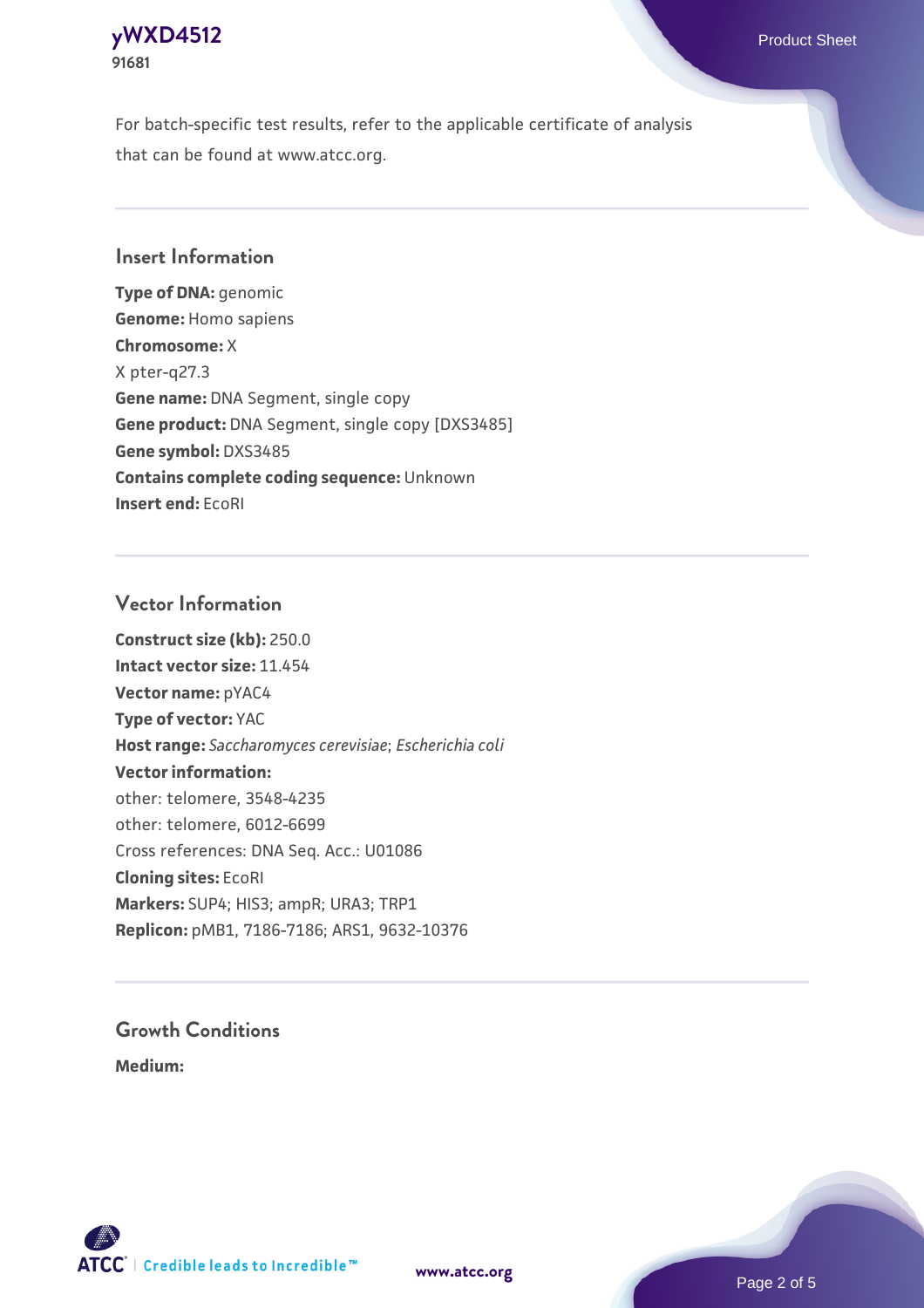For batch-specific test results, refer to the applicable certificate of analysis that can be found at www.atcc.org.

## Insert Information

**Type of DNA:** genomic
**Genome:** Homo sapiens
**Chromosome:** X
X pter-q27.3
**Gene name:** DNA Segment, single copy
**Gene product:** DNA Segment, single copy [DXS3485]
**Gene symbol:** DXS3485
**Contains complete coding sequence:** Unknown
**Insert end:** EcoRI

## Vector Information

**Construct size (kb):** 250.0
**Intact vector size:** 11.454
**Vector name:** pYAC4
**Type of vector:** YAC
**Host range:** *Saccharomyces cerevisiae*; *Escherichia coli*
**Vector information:**
other: telomere, 3548-4235
other: telomere, 6012-6699
Cross references: DNA Seq. Acc.: U01086
**Cloning sites:** EcoRI
**Markers:** SUP4; HIS3; ampR; URA3; TRP1
**Replicon:** pMB1, 7186-7186; ARS1, 9632-10376

## Growth Conditions

**Medium:**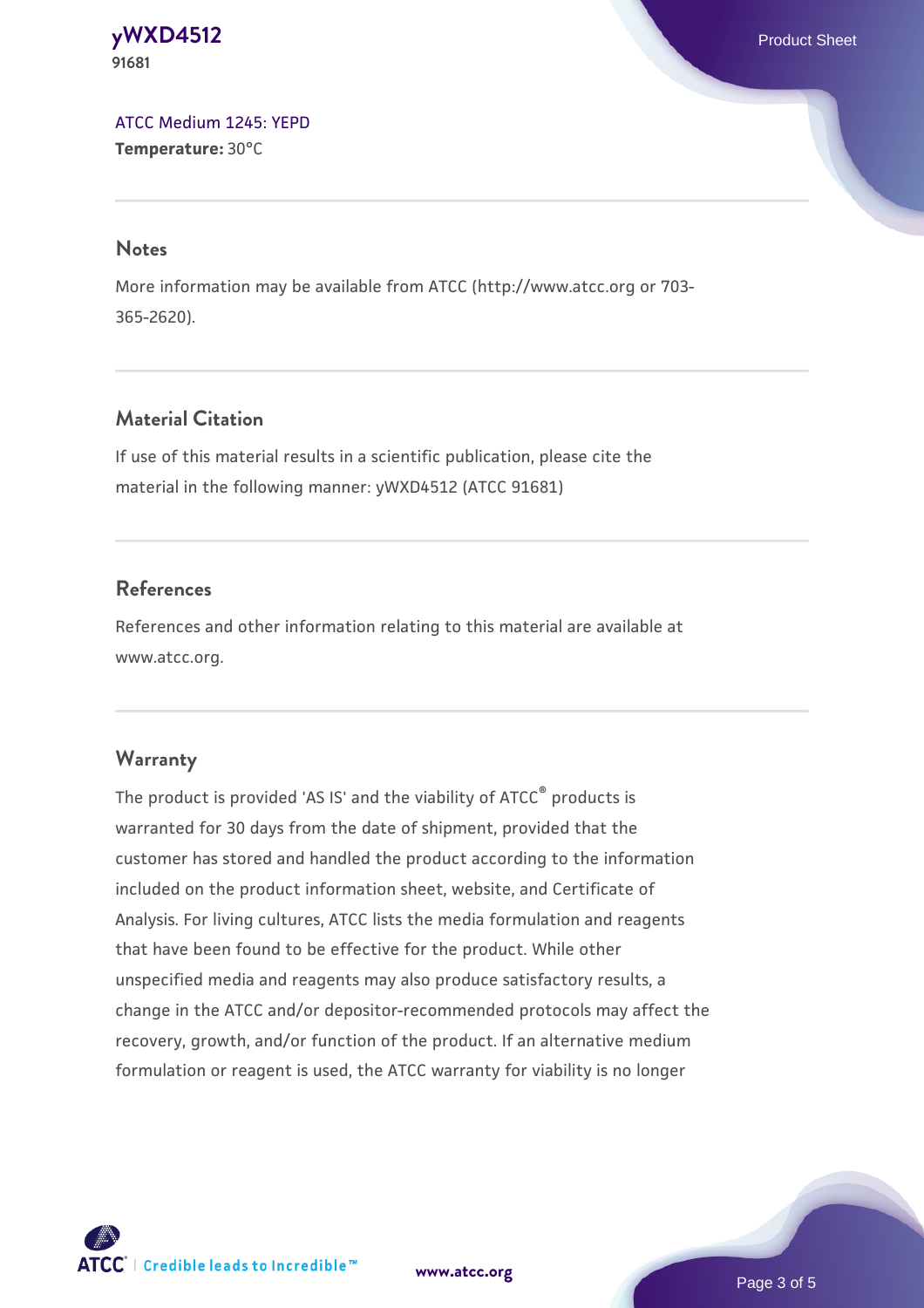ATCC Medium 1245: YEPD
**Temperature:** 30°C

## Notes

More information may be available from ATCC (http://www.atcc.org or 703-365-2620).

## Material Citation

If use of this material results in a scientific publication, please cite the material in the following manner: yWXD4512 (ATCC 91681)

## References

References and other information relating to this material are available at www.atcc.org.

## Warranty

The product is provided 'AS IS' and the viability of ATCC® products is warranted for 30 days from the date of shipment, provided that the customer has stored and handled the product according to the information included on the product information sheet, website, and Certificate of Analysis. For living cultures, ATCC lists the media formulation and reagents that have been found to be effective for the product. While other unspecified media and reagents may also produce satisfactory results, a change in the ATCC and/or depositor-recommended protocols may affect the recovery, growth, and/or function of the product. If an alternative medium formulation or reagent is used, the ATCC warranty for viability is no longer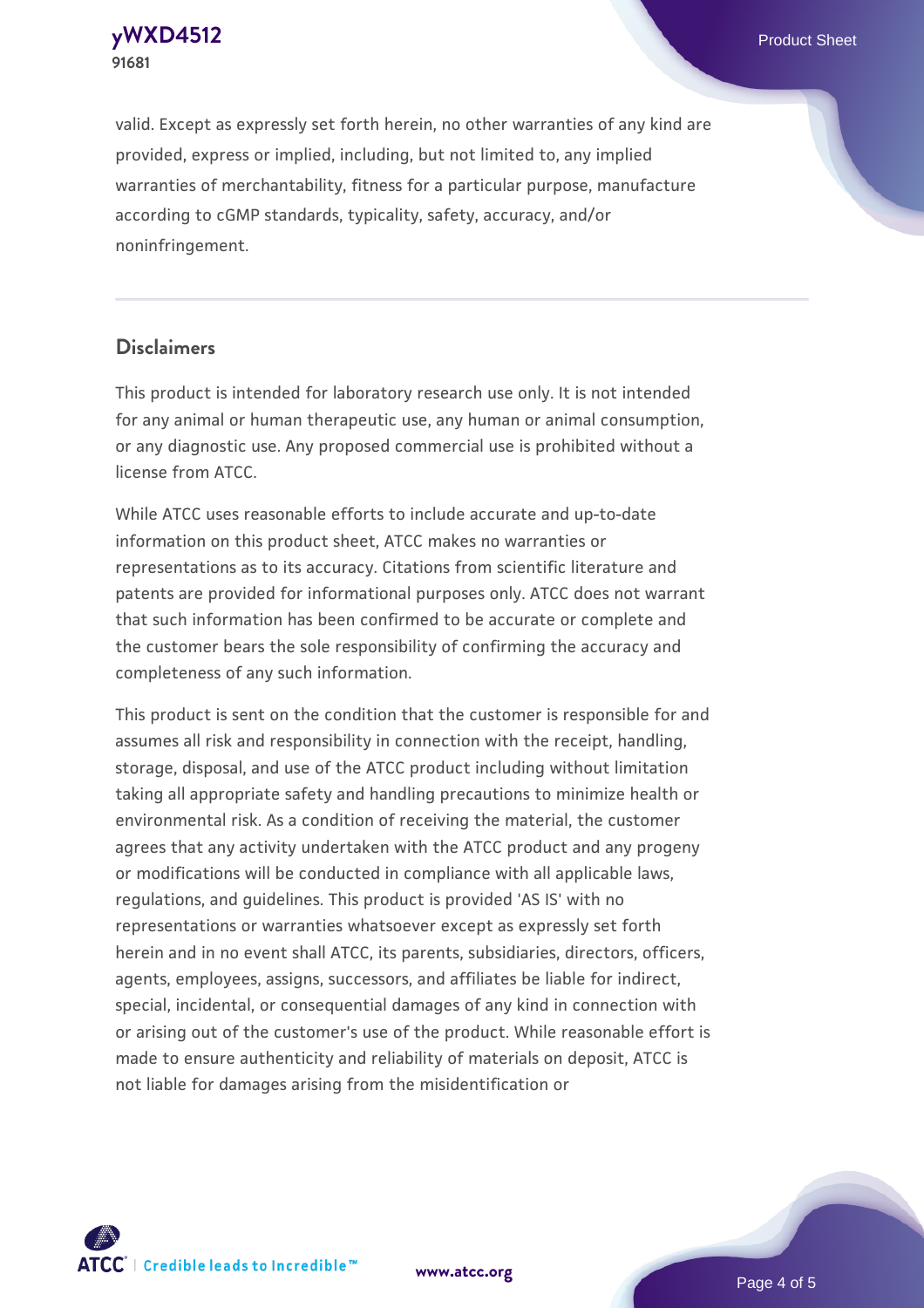valid. Except as expressly set forth herein, no other warranties of any kind are provided, express or implied, including, but not limited to, any implied warranties of merchantability, fitness for a particular purpose, manufacture according to cGMP standards, typicality, safety, accuracy, and/or noninfringement.

## Disclaimers

This product is intended for laboratory research use only. It is not intended for any animal or human therapeutic use, any human or animal consumption, or any diagnostic use. Any proposed commercial use is prohibited without a license from ATCC.

While ATCC uses reasonable efforts to include accurate and up-to-date information on this product sheet, ATCC makes no warranties or representations as to its accuracy. Citations from scientific literature and patents are provided for informational purposes only. ATCC does not warrant that such information has been confirmed to be accurate or complete and the customer bears the sole responsibility of confirming the accuracy and completeness of any such information.

This product is sent on the condition that the customer is responsible for and assumes all risk and responsibility in connection with the receipt, handling, storage, disposal, and use of the ATCC product including without limitation taking all appropriate safety and handling precautions to minimize health or environmental risk. As a condition of receiving the material, the customer agrees that any activity undertaken with the ATCC product and any progeny or modifications will be conducted in compliance with all applicable laws, regulations, and guidelines. This product is provided 'AS IS' with no representations or warranties whatsoever except as expressly set forth herein and in no event shall ATCC, its parents, subsidiaries, directors, officers, agents, employees, assigns, successors, and affiliates be liable for indirect, special, incidental, or consequential damages of any kind in connection with or arising out of the customer's use of the product. While reasonable effort is made to ensure authenticity and reliability of materials on deposit, ATCC is not liable for damages arising from the misidentification or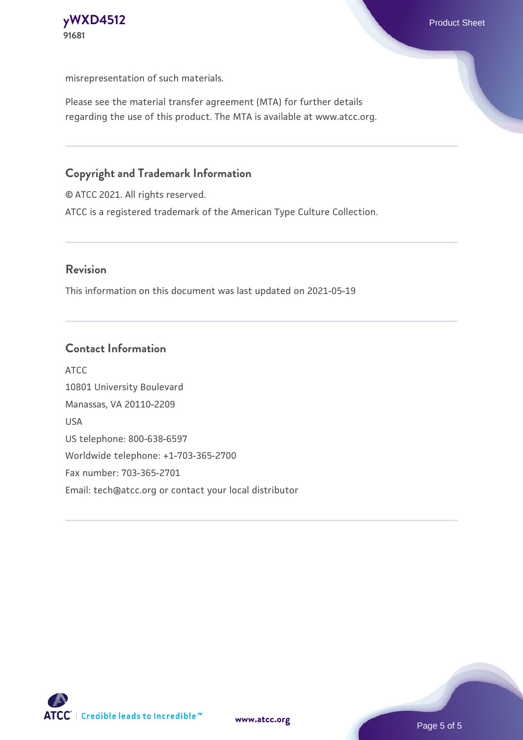misrepresentation of such materials.

Please see the material transfer agreement (MTA) for further details regarding the use of this product. The MTA is available at www.atcc.org.

## Copyright and Trademark Information

© ATCC 2021. All rights reserved.

ATCC is a registered trademark of the American Type Culture Collection.

## Revision

This information on this document was last updated on 2021-05-19

## Contact Information

ATCC

10801 University Boulevard

Manassas, VA 20110-2209

USA

US telephone: 800-638-6597

Worldwide telephone: +1-703-365-2700

Fax number: 703-365-2701

Email: tech@atcc.org or contact your local distributor